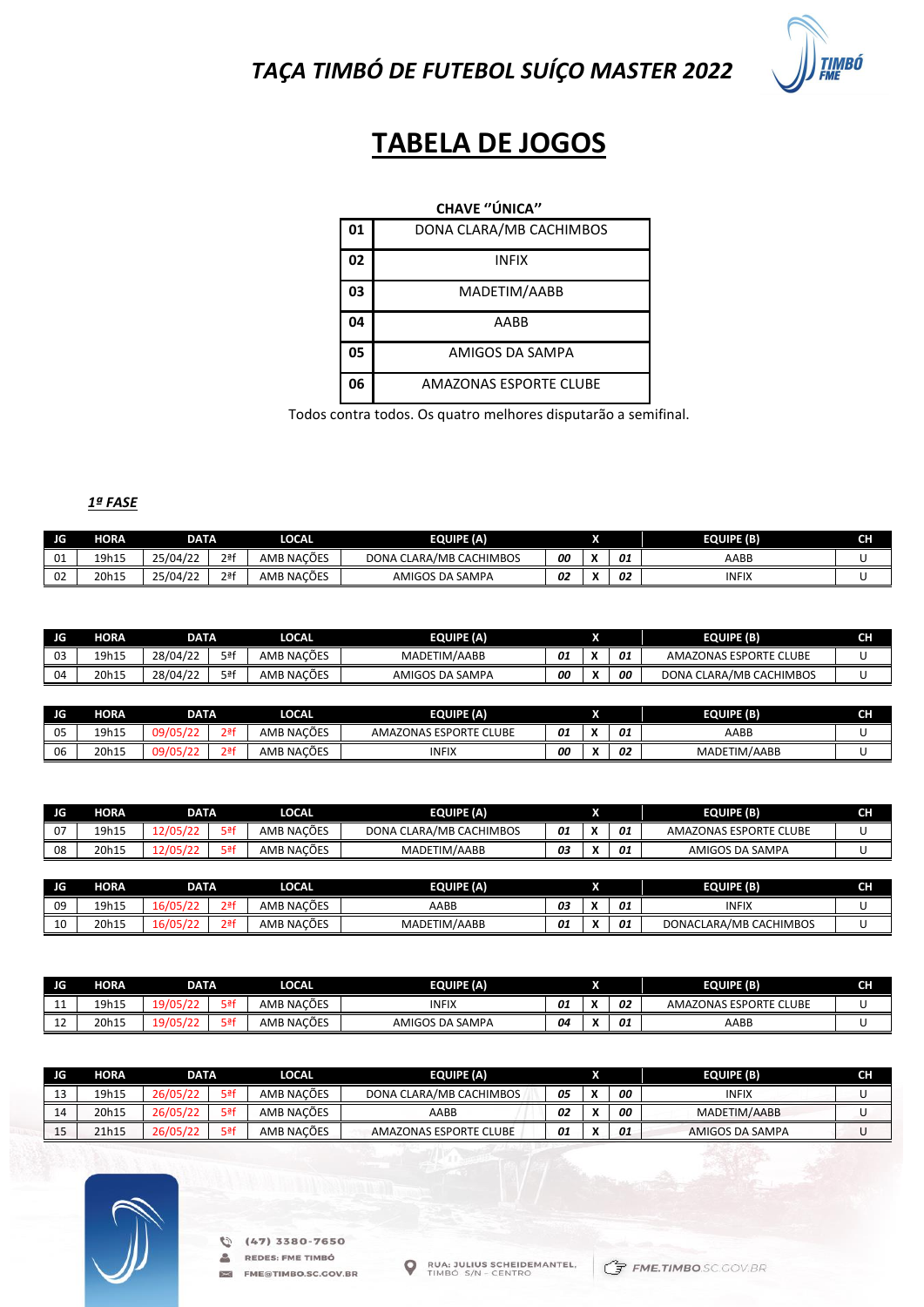# TAÇA TIMBÓ DE FUTEBOL SUÍÇO MASTER 2022

## TABELA DE JOGOS

**CHAVE "ÚNICA"**

| | |
|---|---|
| 01 | DONA CLARA/MB CACHIMBOS |
| 02 | INFIX |
| 03 | MADETIM/AABB |
| 04 | AABB |
| 05 | AMIGOS DA SAMPA |
| 06 | AMAZONAS ESPORTE CLUBE |

Todos contra todos. Os quatro melhores disputarão a semifinal.

***1ª FASE***

| JG | HORA | DATA | | LOCAL | EQUIPE (A) | | X | | EQUIPE (B) | CH |
|---|---|---|---|---|---|---|---|---|---|---|
| 01 | 19h15 | 25/04/22 | 2ªf | AMB NAÇÕES | DONA CLARA/MB CACHIMBOS | 00 | X | 01 | AABB | U |
| 02 | 20h15 | 25/04/22 | 2ªf | AMB NAÇÕES | AMIGOS DA SAMPA | 02 | X | 02 | INFIX | U |

| JG | HORA | DATA | | LOCAL | EQUIPE (A) | | X | | EQUIPE (B) | CH |
|---|---|---|---|---|---|---|---|---|---|---|
| 03 | 19h15 | 28/04/22 | 5ªf | AMB NAÇÕES | MADETIM/AABB | 01 | X | 01 | AMAZONAS ESPORTE CLUBE | U |
| 04 | 20h15 | 28/04/22 | 5ªf | AMB NAÇÕES | AMIGOS DA SAMPA | 00 | X | 00 | DONA CLARA/MB CACHIMBOS | U |

| JG | HORA | DATA | | LOCAL | EQUIPE (A) | | X | | EQUIPE (B) | CH |
|---|---|---|---|---|---|---|---|---|---|---|
| 05 | 19h15 | 09/05/22 | 2ªf | AMB NAÇÕES | AMAZONAS ESPORTE CLUBE | 01 | X | 01 | AABB | U |
| 06 | 20h15 | 09/05/22 | 2ªf | AMB NAÇÕES | INFIX | 00 | X | 02 | MADETIM/AABB | U |

| JG | HORA | DATA | | LOCAL | EQUIPE (A) | | X | | EQUIPE (B) | CH |
|---|---|---|---|---|---|---|---|---|---|---|
| 07 | 19h15 | 12/05/22 | 5ªf | AMB NAÇÕES | DONA CLARA/MB CACHIMBOS | 01 | X | 01 | AMAZONAS ESPORTE CLUBE | U |
| 08 | 20h15 | 12/05/22 | 5ªf | AMB NAÇÕES | MADETIM/AABB | 03 | X | 01 | AMIGOS DA SAMPA | U |

| JG | HORA | DATA | | LOCAL | EQUIPE (A) | | X | | EQUIPE (B) | CH |
|---|---|---|---|---|---|---|---|---|---|---|
| 09 | 19h15 | 16/05/22 | 2ªf | AMB NAÇÕES | AABB | 03 | X | 01 | INFIX | U |
| 10 | 20h15 | 16/05/22 | 2ªf | AMB NAÇÕES | MADETIM/AABB | 01 | X | 01 | DONACLARA/MB CACHIMBOS | U |

| JG | HORA | DATA | | LOCAL | EQUIPE (A) | | X | | EQUIPE (B) | CH |
|---|---|---|---|---|---|---|---|---|---|---|
| 11 | 19h15 | 19/05/22 | 5ªf | AMB NAÇÕES | INFIX | 01 | X | 02 | AMAZONAS ESPORTE CLUBE | U |
| 12 | 20h15 | 19/05/22 | 5ªf | AMB NAÇÕES | AMIGOS DA SAMPA | 04 | X | 01 | AABB | U |

| JG | HORA | DATA | | LOCAL | EQUIPE (A) | | X | | EQUIPE (B) | CH |
|---|---|---|---|---|---|---|---|---|---|---|
| 13 | 19h15 | 26/05/22 | 5ªf | AMB NAÇÕES | DONA CLARA/MB CACHIMBOS | 05 | X | 00 | INFIX | U |
| 14 | 20h15 | 26/05/22 | 5ªf | AMB NAÇÕES | AABB | 02 | X | 00 | MADETIM/AABB | U |
| 15 | 21h15 | 26/05/22 | 5ªf | AMB NAÇÕES | AMAZONAS ESPORTE CLUBE | 01 | X | 01 | AMIGOS DA SAMPA | U |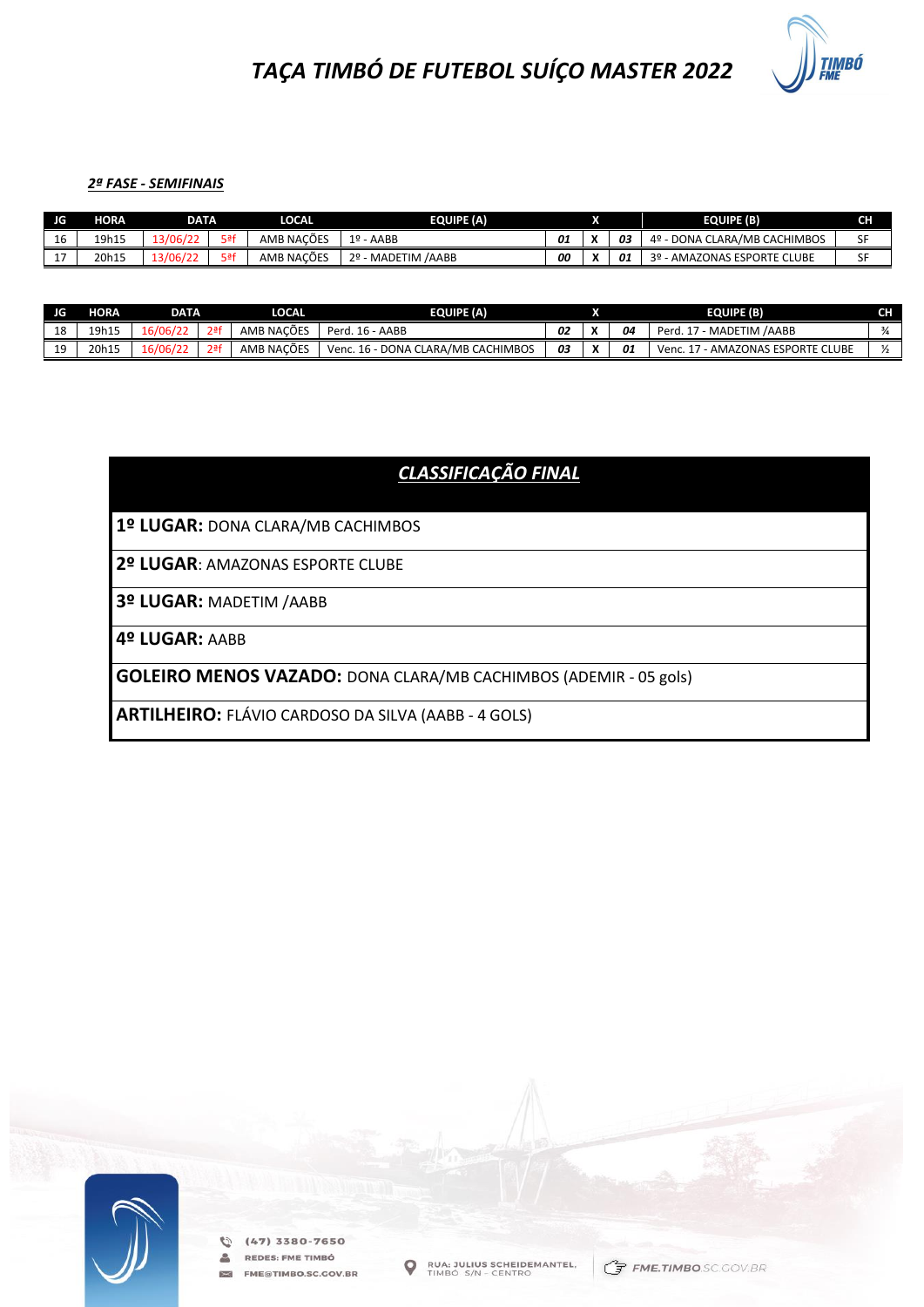# TAÇA TIMBÓ DE FUTEBOL SUÍÇO MASTER 2022

## 2ª FASE - SEMIFINAIS

| JG | HORA | DATA | | LOCAL | EQUIPE (A) | | X | | EQUIPE (B) | CH |
|---|---|---|---|---|---|---|---|---|---|---|
| 16 | 19h15 | 13/06/22 | 5ªf | AMB NAÇÕES | 1º - AABB | 01 | X | 03 | 4º - DONA CLARA/MB CACHIMBOS | SF |
| 17 | 20h15 | 13/06/22 | 5ªf | AMB NAÇÕES | 2º - MADETIM /AABB | 00 | X | 01 | 3º - AMAZONAS ESPORTE CLUBE | SF |

| JG | HORA | DATA | | LOCAL | EQUIPE (A) | | X | | EQUIPE (B) | CH |
|---|---|---|---|---|---|---|---|---|---|---|
| 18 | 19h15 | 16/06/22 | 2ªf | AMB NAÇÕES | Perd. 16 - AABB | 02 | X | 04 | Perd. 17 - MADETIM /AABB | ¾ |
| 19 | 20h15 | 16/06/22 | 2ªf | AMB NAÇÕES | Venc. 16 - DONA CLARA/MB CACHIMBOS | 03 | X | 01 | Venc. 17 - AMAZONAS ESPORTE CLUBE | ½ |

## CLASSIFICAÇÃO FINAL

**1º LUGAR:** DONA CLARA/MB CACHIMBOS

**2º LUGAR**: AMAZONAS ESPORTE CLUBE

**3º LUGAR:** MADETIM /AABB

**4º LUGAR:** AABB

**GOLEIRO MENOS VAZADO:** DONA CLARA/MB CACHIMBOS (ADEMIR - 05 gols)

**ARTILHEIRO:** FLÁVIO CARDOSO DA SILVA (AABB - 4 GOLS)